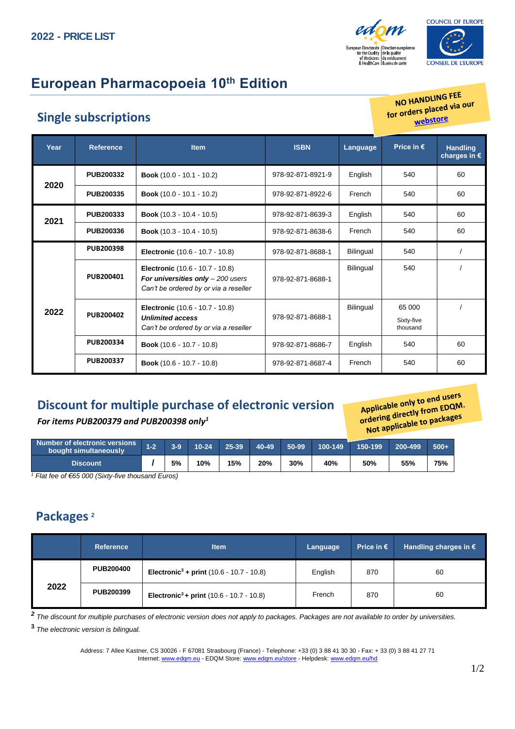**2022 - PRICE LIST**

# European Pharmacopoeia 10th Edition

## Single subscriptions

**NO HANDLING FEE for orders placed via our webstore**

| Year | Reference | Item | ISBN | Language | Price in € | Handling charges in € |
|---|---|---|---|---|---|---|
| 2020 | PUB200332 | **Book** (10.0 - 10.1 - 10.2) | 978-92-871-8921-9 | English | 540 | 60 |
| | PUB200335 | **Book** (10.0 - 10.1 - 10.2) | 978-92-871-8922-6 | French | 540 | 60 |
| 2021 | PUB200333 | **Book** (10.3 - 10.4 - 10.5) | 978-92-871-8639-3 | English | 540 | 60 |
| | PUB200336 | **Book** (10.3 - 10.4 - 10.5) | 978-92-871-8638-6 | French | 540 | 60 |
| 2022 | PUB200398 | **Electronic** (10.6 - 10.7 - 10.8) | 978-92-871-8688-1 | Bilingual | 540 | / |
| | PUB200401 | **Electronic** (10.6 - 10.7 - 10.8) ***For universities only** – 200 users* *Can't be ordered by or via a reseller* | 978-92-871-8688-1 | Bilingual | 540 | / |
| | PUB200402 | **Electronic** (10.6 - 10.7 - 10.8) ***Unlimited access*** *Can't be ordered by or via a reseller* | 978-92-871-8688-1 | Bilingual | 65 000 Sixty-five thousand | / |
| | PUB200334 | **Book** (10.6 - 10.7 - 10.8) | 978-92-871-8686-7 | English | 540 | 60 |
| | PUB200337 | **Book** (10.6 - 10.7 - 10.8) | 978-92-871-8687-4 | French | 540 | 60 |

## Discount for multiple purchase of electronic version

***For items PUB200379 and PUB200398 only[1]***

**Applicable only to end users ordering directly from EDQM. Not applicable to packages**

| Number of electronic versions bought simultaneously | 1-2 | 3-9 | 10-24 | 25-39 | 40-49 | 50-99 | 100-149 | 150-199 | 200-499 | 500+ |
|---|---|---|---|---|---|---|---|---|---|---|
| Discount | / | 5% | 10% | 15% | 20% | 30% | 40% | 50% | 55% | 75% |

[1] *Flat fee of €65 000 (Sixty-five thousand Euros)*

## Packages [2]

| | Reference | Item | Language | Price in € | Handling charges in € |
|---|---|---|---|---|---|
| 2022 | PUB200400 | **Electronic[3] + print** (10.6 - 10.7 - 10.8) | English | 870 | 60 |
| | PUB200399 | **Electronic[3] + print** (10.6 - 10.7 - 10.8) | French | 870 | 60 |

[2] *The discount for multiple purchases of electronic version does not apply to packages. Packages are not available to order by universities.*

[3] *The electronic version is bilingual.*

Address: 7 Allee Kastner, CS 30026 - F 67081 Strasbourg (France) - Telephone: +33 (0) 3 88 41 30 30 - Fax: + 33 (0) 3 88 41 27 71
Internet: www.edqm.eu - EDQM Store: www.edqm.eu/store - Helpdesk: www.edqm.eu/hd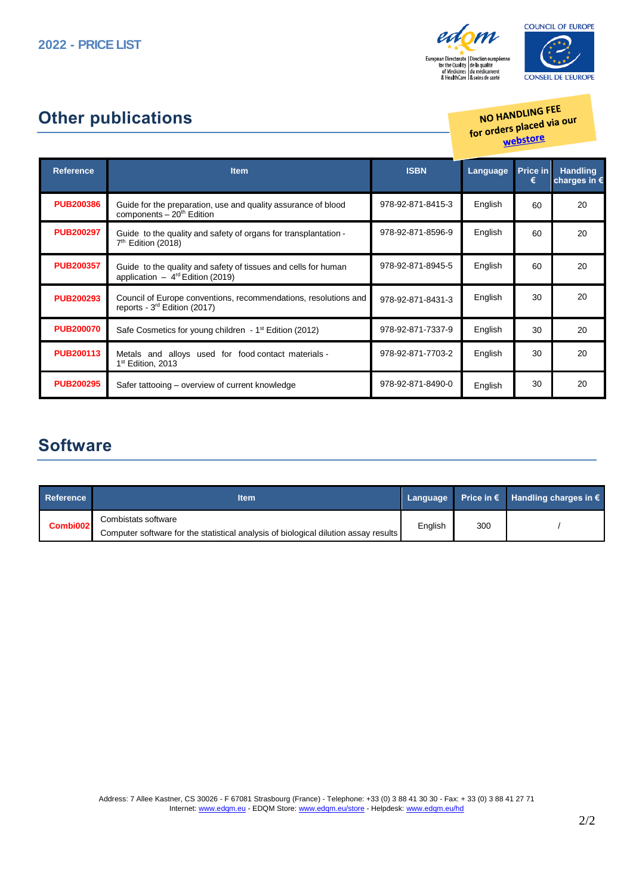2022 - PRICE LIST

## Other publications

**NO HANDLING FEE for orders placed via our webstore**

| Reference | Item | ISBN | Language | Price in € | Handling charges in € |
|---|---|---|---|---|---|
| **PUB200386** | Guide for the preparation, use and quality assurance of blood components – 20th Edition | 978-92-871-8415-3 | English | 60 | 20 |
| **PUB200297** | Guide to the quality and safety of organs for transplantation - 7th Edition (2018) | 978-92-871-8596-9 | English | 60 | 20 |
| **PUB200357** | Guide to the quality and safety of tissues and cells for human application – 4rd Edition (2019) | 978-92-871-8945-5 | English | 60 | 20 |
| **PUB200293** | Council of Europe conventions, recommendations, resolutions and reports - 3rd Edition (2017) | 978-92-871-8431-3 | English | 30 | 20 |
| **PUB200070** | Safe Cosmetics for young children - 1st Edition (2012) | 978-92-871-7337-9 | English | 30 | 20 |
| **PUB200113** | Metals and alloys used for food contact materials - 1st Edition, 2013 | 978-92-871-7703-2 | English | 30 | 20 |
| **PUB200295** | Safer tattooing – overview of current knowledge | 978-92-871-8490-0 | English | 30 | 20 |

## Software

| Reference | Item | Language | Price in € | Handling charges in € |
|---|---|---|---|---|
| **Combi002** | Combistats software<br>Computer software for the statistical analysis of biological dilution assay results | English | 300 | / |

Address: 7 Allee Kastner, CS 30026 - F 67081 Strasbourg (France) - Telephone: +33 (0) 3 88 41 30 30 - Fax: + 33 (0) 3 88 41 27 71
Internet: www.edqm.eu - EDQM Store: www.edqm.eu/store - Helpdesk: www.edqm.eu/hd